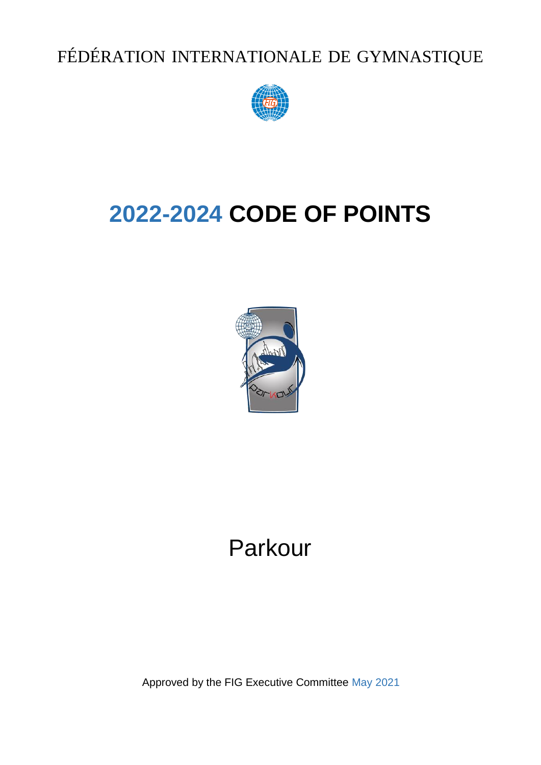FÉDÉRATION INTERNATIONALE DE GYMNASTIQUE

# 2022-2024 CODE OF POINTS

# Parkour

Approved by the FIG Executive Committee May 2021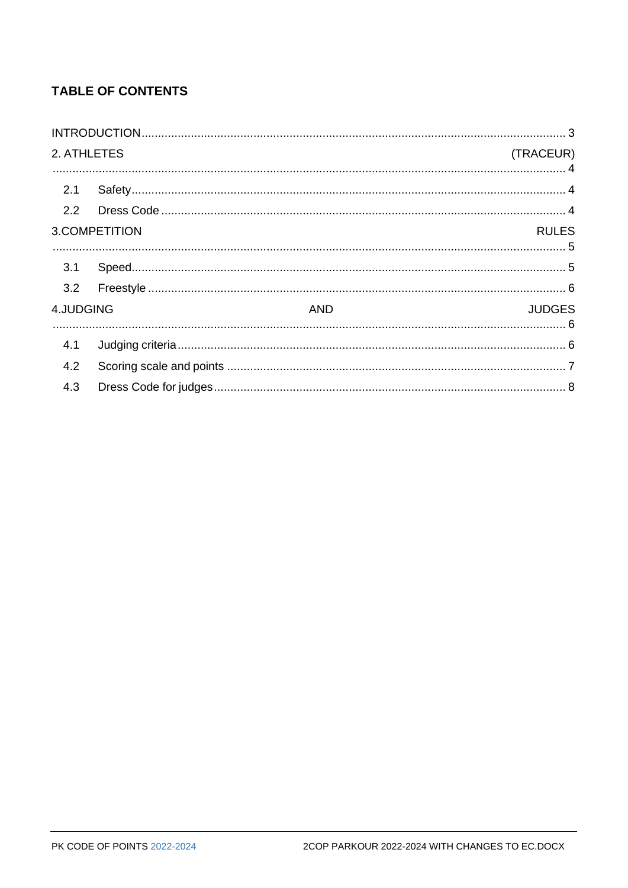## TABLE OF CONTENTS

INTRODUCTION ........................................ 3

2. ATHLETES (TRACEUR) ........................................ 4

- 2.1 Safety ........................................ 4
- 2.2 Dress Code ........................................ 4

3.COMPETITION RULES ........................................ 5

- 3.1 Speed ........................................ 5
- 3.2 Freestyle ........................................ 6

4.JUDGING AND JUDGES ........................................ 6

- 4.1 Judging criteria ........................................ 6
- 4.2 Scoring scale and points ........................................ 7
- 4.3 Dress Code for judges ........................................ 8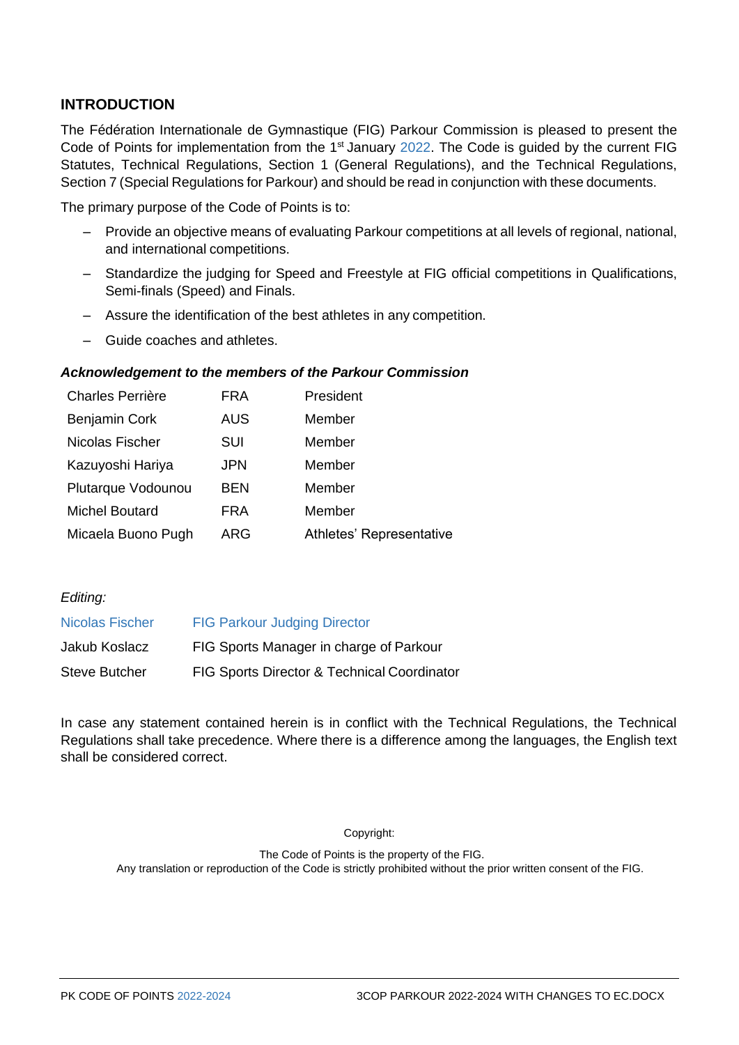## INTRODUCTION

The Fédération Internationale de Gymnastique (FIG) Parkour Commission is pleased to present the Code of Points for implementation from the 1st January 2022. The Code is guided by the current FIG Statutes, Technical Regulations, Section 1 (General Regulations), and the Technical Regulations, Section 7 (Special Regulations for Parkour) and should be read in conjunction with these documents.

The primary purpose of the Code of Points is to:

- Provide an objective means of evaluating Parkour competitions at all levels of regional, national, and international competitions.
- Standardize the judging for Speed and Freestyle at FIG official competitions in Qualifications, Semi-finals (Speed) and Finals.
- Assure the identification of the best athletes in any competition.
- Guide coaches and athletes.

***Acknowledgement to the members of the Parkour Commission***

| | | |
|---|---|---|
| Charles Perrière | FRA | President |
| Benjamin Cork | AUS | Member |
| Nicolas Fischer | SUI | Member |
| Kazuyoshi Hariya | JPN | Member |
| Plutarque Vodounou | BEN | Member |
| Michel Boutard | FRA | Member |
| Micaela Buono Pugh | ARG | Athletes' Representative |

*Editing:*

| | |
|---|---|
| Nicolas Fischer | FIG Parkour Judging Director |
| Jakub Koslacz | FIG Sports Manager in charge of Parkour |
| Steve Butcher | FIG Sports Director & Technical Coordinator |

In case any statement contained herein is in conflict with the Technical Regulations, the Technical Regulations shall take precedence. Where there is a difference among the languages, the English text shall be considered correct.

Copyright:

The Code of Points is the property of the FIG.
Any translation or reproduction of the Code is strictly prohibited without the prior written consent of the FIG.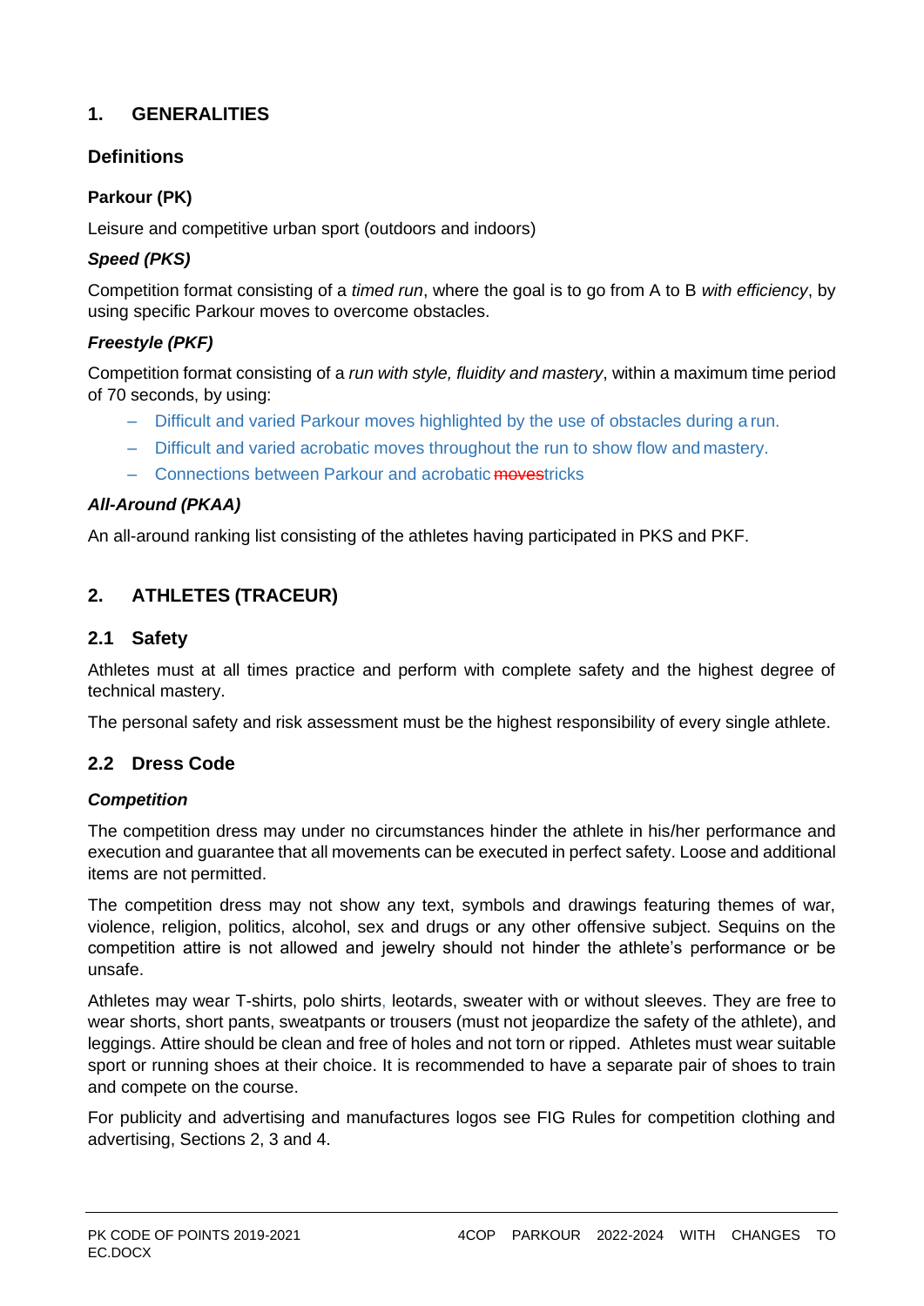# 1. GENERALITIES

## Definitions

### Parkour (PK)

Leisure and competitive urban sport (outdoors and indoors)

### *Speed (PKS)*

Competition format consisting of a *timed run*, where the goal is to go from A to B *with efficiency*, by using specific Parkour moves to overcome obstacles.

### *Freestyle (PKF)*

Competition format consisting of a *run with style, fluidity and mastery*, within a maximum time period of 70 seconds, by using:

- Difficult and varied Parkour moves highlighted by the use of obstacles during a run.
- Difficult and varied acrobatic moves throughout the run to show flow and mastery.
- Connections between Parkour and acrobatic ~~moves~~tricks

### *All-Around (PKAA)*

An all-around ranking list consisting of the athletes having participated in PKS and PKF.

# 2. ATHLETES (TRACEUR)

## 2.1 Safety

Athletes must at all times practice and perform with complete safety and the highest degree of technical mastery.

The personal safety and risk assessment must be the highest responsibility of every single athlete.

## 2.2 Dress Code

### *Competition*

The competition dress may under no circumstances hinder the athlete in his/her performance and execution and guarantee that all movements can be executed in perfect safety. Loose and additional items are not permitted.

The competition dress may not show any text, symbols and drawings featuring themes of war, violence, religion, politics, alcohol, sex and drugs or any other offensive subject. Sequins on the competition attire is not allowed and jewelry should not hinder the athlete's performance or be unsafe.

Athletes may wear T-shirts, polo shirts, leotards, sweater with or without sleeves. They are free to wear shorts, short pants, sweatpants or trousers (must not jeopardize the safety of the athlete), and leggings. Attire should be clean and free of holes and not torn or ripped. Athletes must wear suitable sport or running shoes at their choice. It is recommended to have a separate pair of shoes to train and compete on the course.

For publicity and advertising and manufactures logos see FIG Rules for competition clothing and advertising, Sections 2, 3 and 4.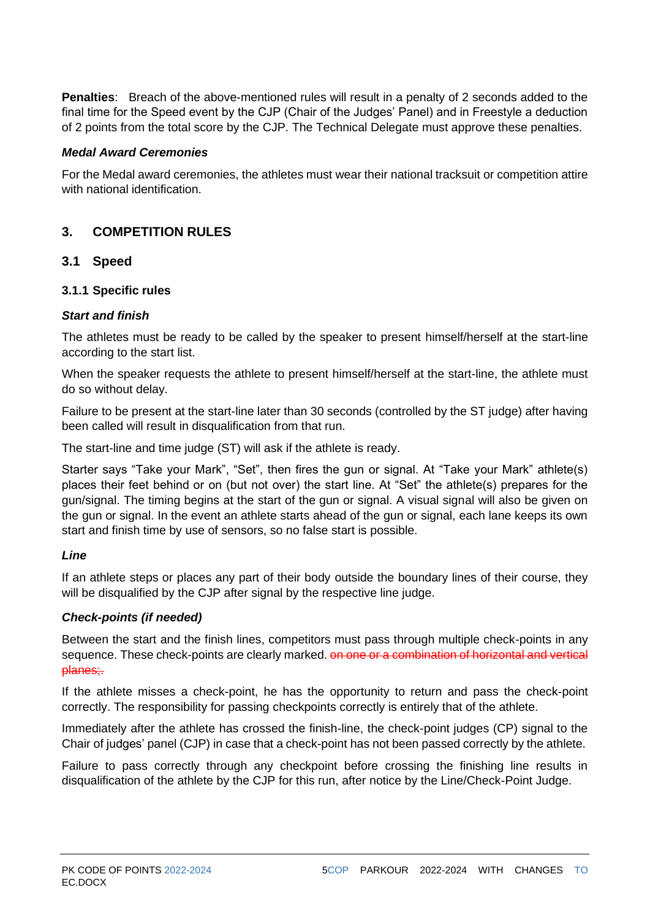**Penalties**: Breach of the above-mentioned rules will result in a penalty of 2 seconds added to the final time for the Speed event by the CJP (Chair of the Judges' Panel) and in Freestyle a deduction of 2 points from the total score by the CJP. The Technical Delegate must approve these penalties.

***Medal Award Ceremonies***

For the Medal award ceremonies, the athletes must wear their national tracksuit or competition attire with national identification.

## 3. COMPETITION RULES

### 3.1 Speed

#### 3.1.1 Specific rules

***Start and finish***

The athletes must be ready to be called by the speaker to present himself/herself at the start-line according to the start list.

When the speaker requests the athlete to present himself/herself at the start-line, the athlete must do so without delay.

Failure to be present at the start-line later than 30 seconds (controlled by the ST judge) after having been called will result in disqualification from that run.

The start-line and time judge (ST) will ask if the athlete is ready.

Starter says "Take your Mark", "Set", then fires the gun or signal. At "Take your Mark" athlete(s) places their feet behind or on (but not over) the start line. At "Set" the athlete(s) prepares for the gun/signal. The timing begins at the start of the gun or signal. A visual signal will also be given on the gun or signal. In the event an athlete starts ahead of the gun or signal, each lane keeps its own start and finish time by use of sensors, so no false start is possible.

***Line***

If an athlete steps or places any part of their body outside the boundary lines of their course, they will be disqualified by the CJP after signal by the respective line judge.

***Check-points (if needed)***

Between the start and the finish lines, competitors must pass through multiple check-points in any sequence. These check-points are clearly marked. ~~on one or a combination of horizontal and vertical planes;.~~

If the athlete misses a check-point, he has the opportunity to return and pass the check-point correctly. The responsibility for passing checkpoints correctly is entirely that of the athlete.

Immediately after the athlete has crossed the finish-line, the check-point judges (CP) signal to the Chair of judges' panel (CJP) in case that a check-point has not been passed correctly by the athlete.

Failure to pass correctly through any checkpoint before crossing the finishing line results in disqualification of the athlete by the CJP for this run, after notice by the Line/Check-Point Judge.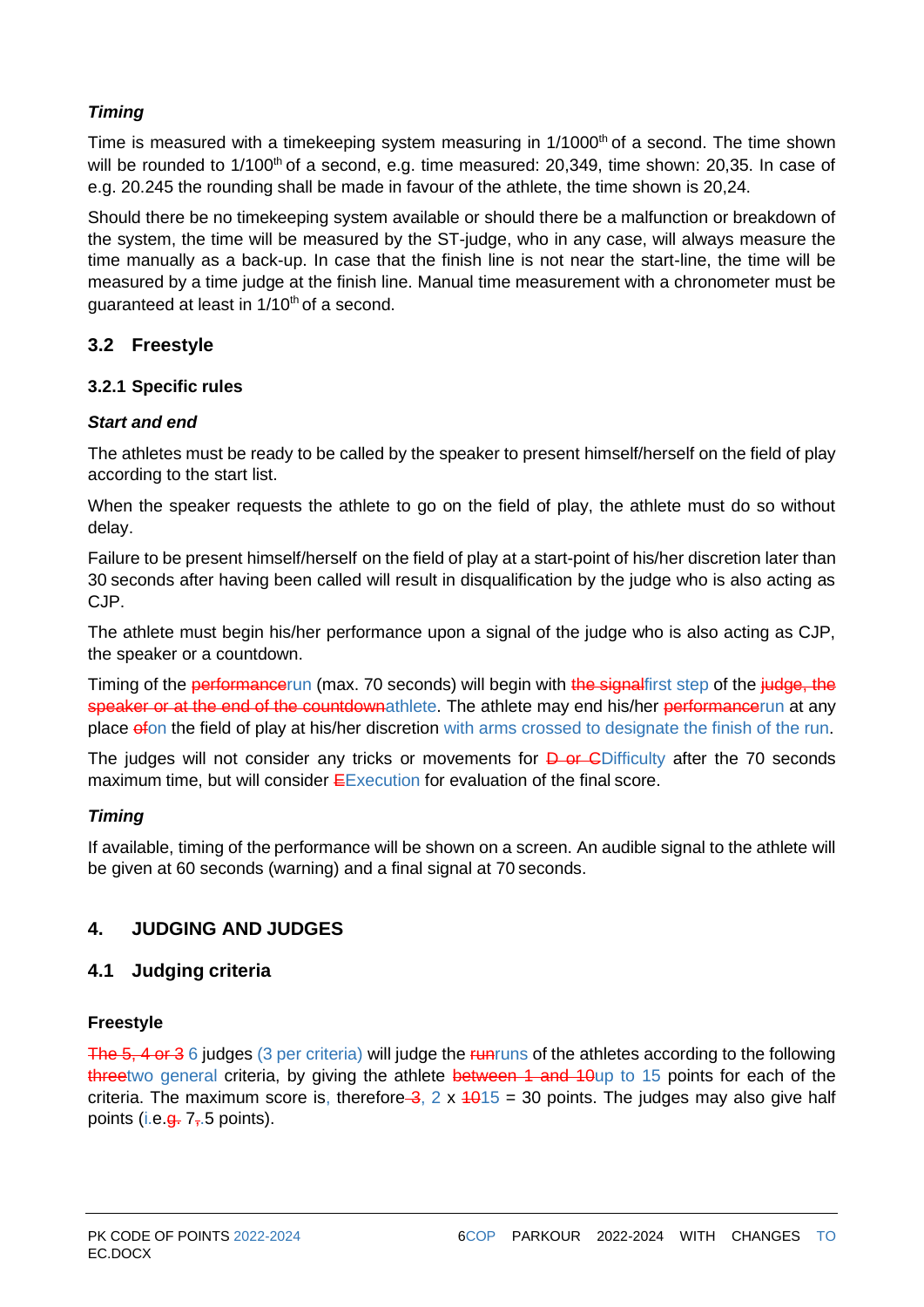### *Timing*

Time is measured with a timekeeping system measuring in $1/1000^{th}$ of a second. The time shown will be rounded to $1/100^{th}$ of a second, e.g. time measured: 20,349, time shown: 20,35. In case of e.g. 20.245 the rounding shall be made in favour of the athlete, the time shown is 20,24.

Should there be no timekeeping system available or should there be a malfunction or breakdown of the system, the time will be measured by the ST-judge, who in any case, will always measure the time manually as a back-up. In case that the finish line is not near the start-line, the time will be measured by a time judge at the finish line. Manual time measurement with a chronometer must be guaranteed at least in $1/10^{th}$ of a second.

## 3.2 Freestyle

### 3.2.1 Specific rules

### *Start and end*

The athletes must be ready to be called by the speaker to present himself/herself on the field of play according to the start list.

When the speaker requests the athlete to go on the field of play, the athlete must do so without delay.

Failure to be present himself/herself on the field of play at a start-point of his/her discretion later than 30 seconds after having been called will result in disqualification by the judge who is also acting as CJP.

The athlete must begin his/her performance upon a signal of the judge who is also acting as CJP, the speaker or a countdown.

Timing of the ~~performance~~run (max. 70 seconds) will begin with ~~the signal~~first step of the ~~judge, the speaker or at the end of the countdown~~athlete. The athlete may end his/her ~~performance~~run at any place ~~of~~on the field of play at his/her discretion with arms crossed to designate the finish of the run.

The judges will not consider any tricks or movements for ~~D or C~~Difficulty after the 70 seconds maximum time, but will consider ~~E~~Execution for evaluation of the final score.

### *Timing*

If available, timing of the performance will be shown on a screen. An audible signal to the athlete will be given at 60 seconds (warning) and a final signal at 70 seconds.

# 4. JUDGING AND JUDGES

## 4.1 Judging criteria

**Freestyle**

~~The 5, 4 or 3~~ 6 judges (3 per criteria) will judge the ~~run~~runs of the athletes according to the following ~~three~~two general criteria, by giving the athlete ~~between 1 and 10~~up to 15 points for each of the criteria. The maximum score is, therefore~~ 3~~, 2 x ~~10~~15 = 30 points. The judges may also give half points (i.e.~~g.~~ 7~~,~~.5 points).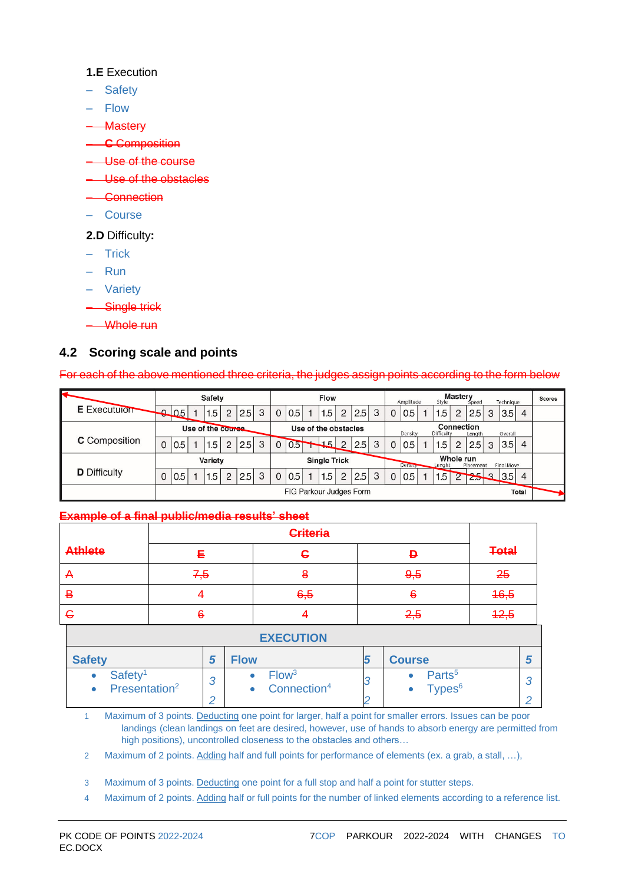**1.E** Execution

- Safety
- Flow
- ~~Mastery~~
- ~~**C** Composition~~
- ~~Use of the course~~
- ~~Use of the obstacles~~
- ~~Connection~~
- Course

**2.D** Difficulty:

- Trick
- Run
- Variety
- ~~Single trick~~
- ~~Whole run~~

## 4.2 Scoring scale and points

~~For each of the above mentioned three criteria, the judges assign points according to the form below~~

| | Safety | | | | | | | Flow | | | | | | | Mastery (Amplitude, Style, Speed, Technique) | | | | | | | | | Scores |
|---|---|---|---|---|---|---|---|---|---|---|---|---|---|---|---|---|---|---|---|---|---|---|---|---|
| **E** Executuion | 0 | 0.5 | 1 | 1.5 | 2 | 2.5 | 3 | 0 | 0.5 | 1 | 1.5 | 2 | 2.5 | 3 | 0 | 0.5 | 1 | 1.5 | 2 | 2.5 | 3 | 3.5 | 4 | |
| | Use of the course | | | | | | | Use of the obstacles | | | | | | | Connection (Density, Difficulty, Length, Overall) | | | | | | | | | |
| **C** Composition | 0 | 0.5 | 1 | 1.5 | 2 | 2.5 | 3 | 0 | 0.5 | 1 | 1.5 | 2 | 2.5 | 3 | 0 | 0.5 | 1 | 1.5 | 2 | 2.5 | 3 | 3.5 | 4 | |
| | Variety | | | | | | | Single Trick | | | | | | | Whole run (Density, Lenght, Placement, Final Move) | | | | | | | | | |
| **D** Difficulty | 0 | 0.5 | 1 | 1.5 | 2 | 2.5 | 3 | 0 | 0.5 | 1 | 1.5 | 2 | 2.5 | 3 | 0 | 0.5 | 1 | 1.5 | 2 | 2.5 | 3 | 3.5 | 4 | |
| | FIG Parkour Judges Form | | | | | | | | | | | | | | | | | | | | | | Total | |

~~**Example of a final public/media results' sheet**~~

| ~~Athlete~~ | ~~Criteria~~ | | | ~~Total~~ |
|---|---|---|---|---|
| | ~~E~~ | ~~C~~ | ~~D~~ | |
| ~~A~~ | ~~7,5~~ | ~~8~~ | ~~9,5~~ | ~~25~~ |
| ~~B~~ | ~~4~~ | ~~6,5~~ | ~~6~~ | ~~16,5~~ |
| ~~C~~ | ~~6~~ | ~~4~~ | ~~2,5~~ | ~~12,5~~ |

| EXECUTION | | | | | |
|---|---|---|---|---|---|
| **Safety** | *5* | **Flow** | *5* | **Course** | *5* |
| • Safety[1] | *3* | • Flow[3] | *3* | • Parts[5] | *3* |
| • Presentation[2] | *2* | • Connection[4] | *2* | • Types[6] | *2* |

1. Maximum of 3 points. Deducting one point for larger, half a point for smaller errors. Issues can be poor landings (clean landings on feet are desired, however, use of hands to absorb energy are permitted from high positions), uncontrolled closeness to the obstacles and others…
2. Maximum of 2 points. Adding half and full points for performance of elements (ex. a grab, a stall, …),
3. Maximum of 3 points. Deducting one point for a full stop and half a point for stutter steps.
4. Maximum of 2 points. Adding half or full points for the number of linked elements according to a reference list.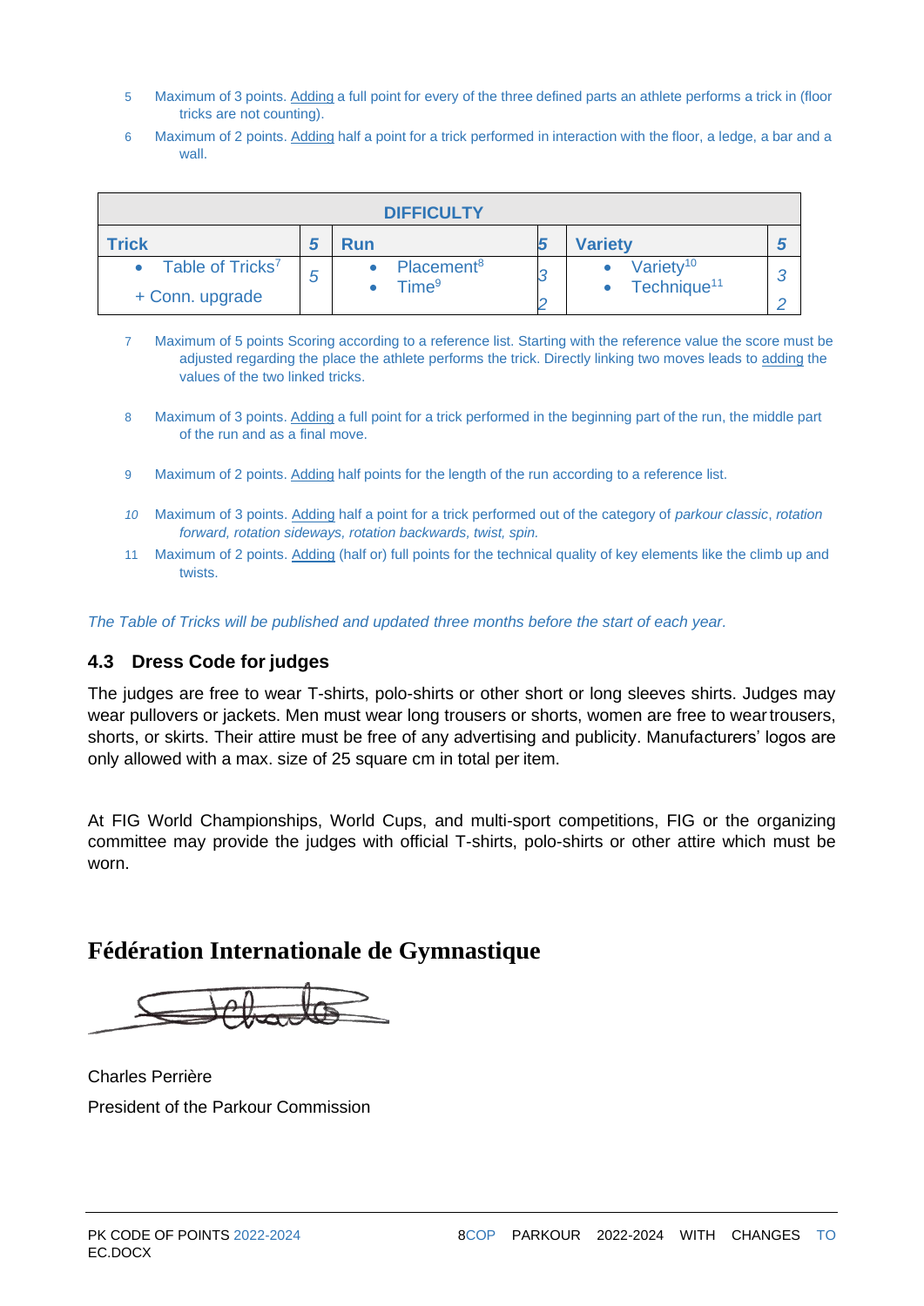5 Maximum of 3 points. Adding a full point for every of the three defined parts an athlete performs a trick in (floor tricks are not counting).

6 Maximum of 2 points. Adding half a point for a trick performed in interaction with the floor, a ledge, a bar and a wall.

| DIFFICULTY | | | | | |
|---|---|---|---|---|---|
| **Trick** | ***5*** | **Run** | ***5*** | **Variety** | ***5*** |
| • Table of Tricks[7]<br>+ Conn. upgrade | *5* | • Placement[8]<br>• Time[9] | *3*<br>*2* | • Variety[10]<br>• Technique[11] | *3*<br>*2* |

7 Maximum of 5 points Scoring according to a reference list. Starting with the reference value the score must be adjusted regarding the place the athlete performs the trick. Directly linking two moves leads to adding the values of the two linked tricks.

8 Maximum of 3 points. Adding a full point for a trick performed in the beginning part of the run, the middle part of the run and as a final move.

9 Maximum of 2 points. Adding half points for the length of the run according to a reference list.

*10* Maximum of 3 points. Adding half a point for a trick performed out of the category of *parkour classic*, *rotation forward, rotation sideways, rotation backwards, twist, spin.*

11 Maximum of 2 points. Adding (half or) full points for the technical quality of key elements like the climb up and twists.

*The Table of Tricks will be published and updated three months before the start of each year.*

## 4.3 Dress Code for judges

The judges are free to wear T-shirts, polo-shirts or other short or long sleeves shirts. Judges may wear pullovers or jackets. Men must wear long trousers or shorts, women are free to wear trousers, shorts, or skirts. Their attire must be free of any advertising and publicity. Manufacturers' logos are only allowed with a max. size of 25 square cm in total per item.

At FIG World Championships, World Cups, and multi-sport competitions, FIG or the organizing committee may provide the judges with official T-shirts, polo-shirts or other attire which must be worn.

## Fédération Internationale de Gymnastique

Charles Perrière

President of the Parkour Commission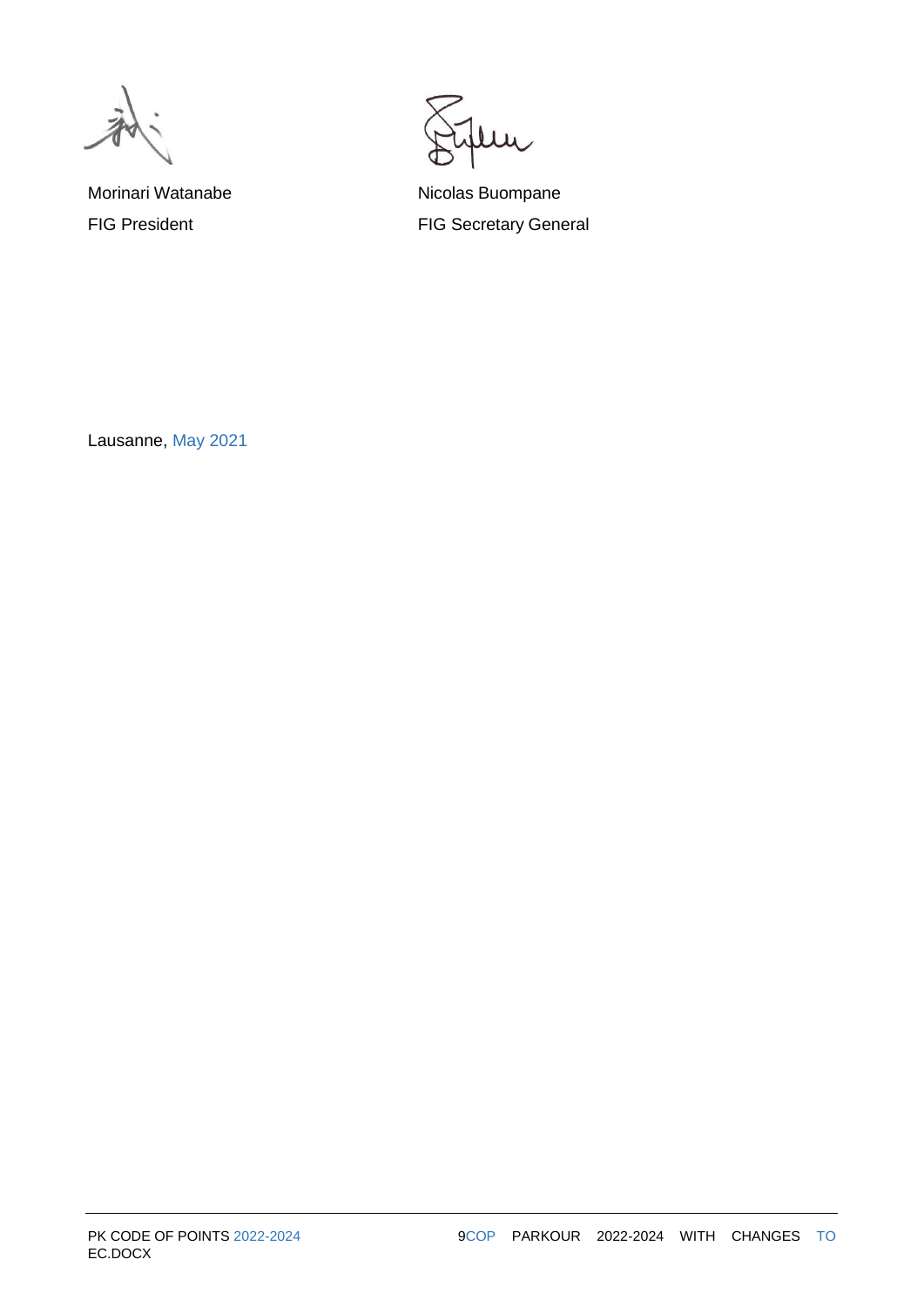Morinari Watanabe
FIG President

Nicolas Buompane
FIG Secretary General

Lausanne, May 2021